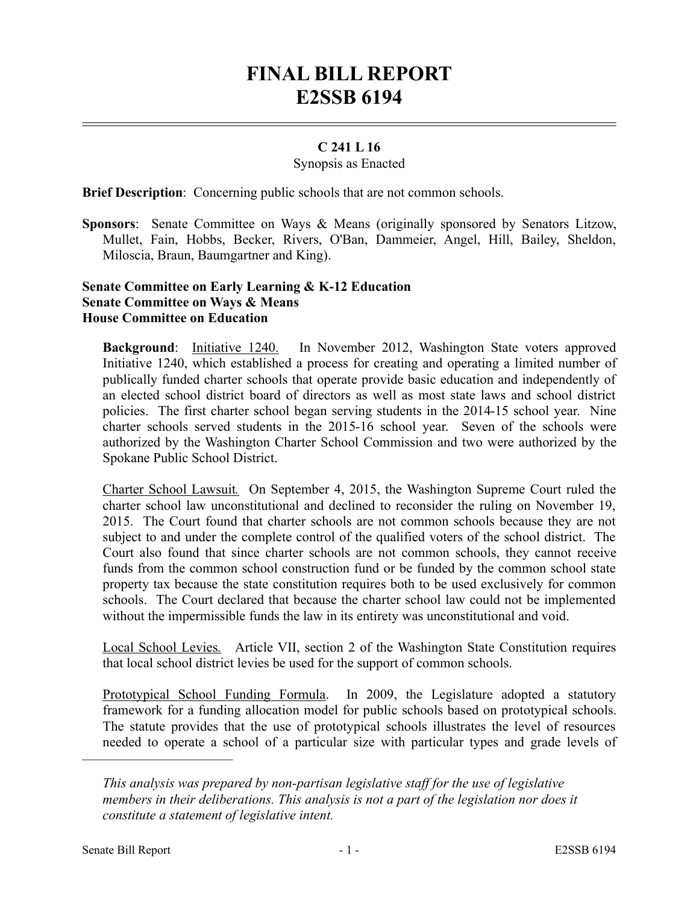# FINAL BILL REPORT
# E2SSB 6194

**C 241 L 16**

Synopsis as Enacted

**Brief Description**: Concerning public schools that are not common schools.

**Sponsors**: Senate Committee on Ways & Means (originally sponsored by Senators Litzow, Mullet, Fain, Hobbs, Becker, Rivers, O'Ban, Dammeier, Angel, Hill, Bailey, Sheldon, Miloscia, Braun, Baumgartner and King).

**Senate Committee on Early Learning & K-12 Education**
**Senate Committee on Ways & Means**
**House Committee on Education**

**Background**: Initiative 1240. In November 2012, Washington State voters approved Initiative 1240, which established a process for creating and operating a limited number of publically funded charter schools that operate provide basic education and independently of an elected school district board of directors as well as most state laws and school district policies. The first charter school began serving students in the 2014-15 school year. Nine charter schools served students in the 2015-16 school year. Seven of the schools were authorized by the Washington Charter School Commission and two were authorized by the Spokane Public School District.

Charter School Lawsuit*.* On September 4, 2015, the Washington Supreme Court ruled the charter school law unconstitutional and declined to reconsider the ruling on November 19, 2015. The Court found that charter schools are not common schools because they are not subject to and under the complete control of the qualified voters of the school district. The Court also found that since charter schools are not common schools, they cannot receive funds from the common school construction fund or be funded by the common school state property tax because the state constitution requires both to be used exclusively for common schools. The Court declared that because the charter school law could not be implemented without the impermissible funds the law in its entirety was unconstitutional and void.

Local School Levies*.* Article VII, section 2 of the Washington State Constitution requires that local school district levies be used for the support of common schools.

Prototypical School Funding Formula. In 2009, the Legislature adopted a statutory framework for a funding allocation model for public schools based on prototypical schools. The statute provides that the use of prototypical schools illustrates the level of resources needed to operate a school of a particular size with particular types and grade levels of

---

*This analysis was prepared by non-partisan legislative staff for the use of legislative members in their deliberations. This analysis is not a part of the legislation nor does it constitute a statement of legislative intent.*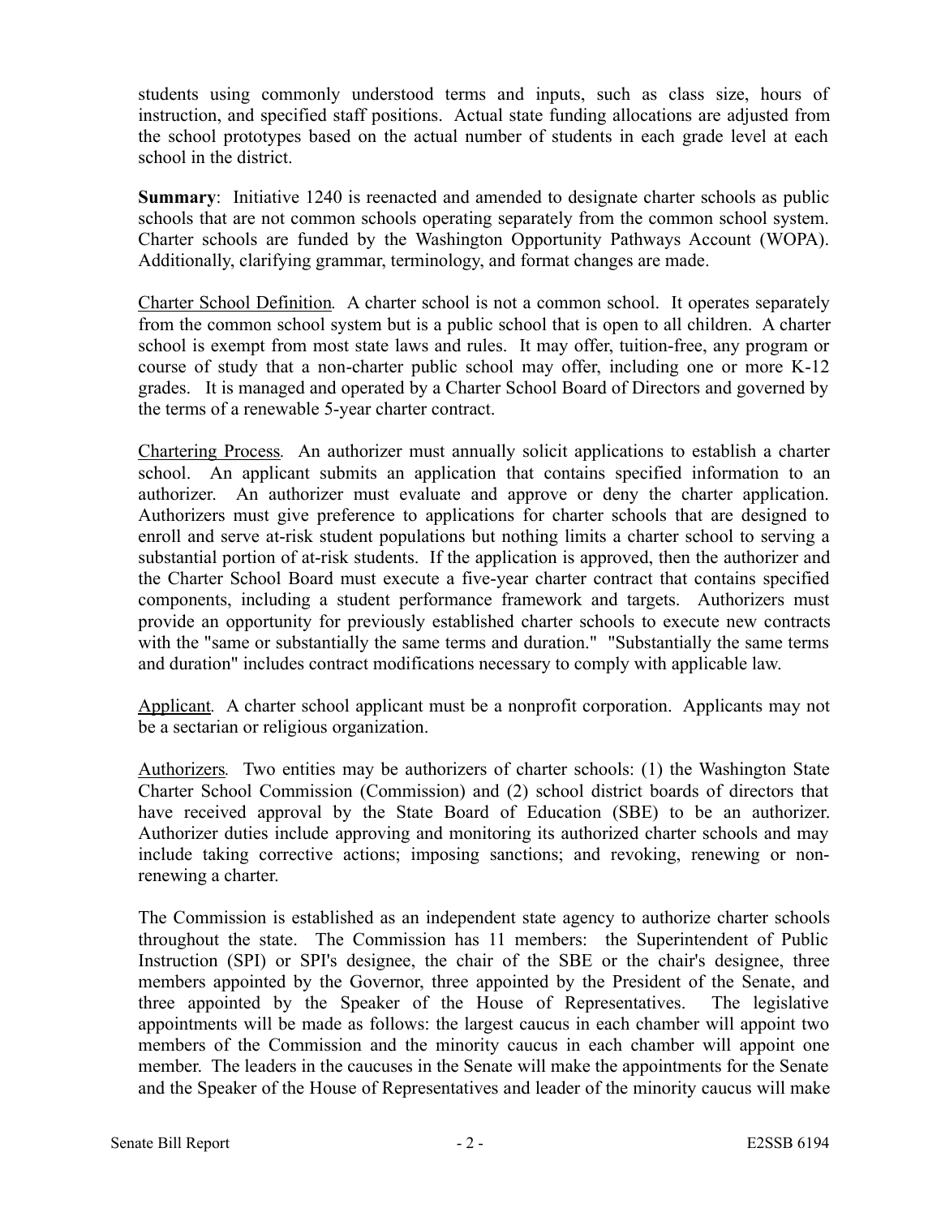students using commonly understood terms and inputs, such as class size, hours of instruction, and specified staff positions. Actual state funding allocations are adjusted from the school prototypes based on the actual number of students in each grade level at each school in the district.

**Summary**: Initiative 1240 is reenacted and amended to designate charter schools as public schools that are not common schools operating separately from the common school system. Charter schools are funded by the Washington Opportunity Pathways Account (WOPA). Additionally, clarifying grammar, terminology, and format changes are made.

Charter School Definition. A charter school is not a common school. It operates separately from the common school system but is a public school that is open to all children. A charter school is exempt from most state laws and rules. It may offer, tuition-free, any program or course of study that a non-charter public school may offer, including one or more K-12 grades. It is managed and operated by a Charter School Board of Directors and governed by the terms of a renewable 5-year charter contract.

Chartering Process. An authorizer must annually solicit applications to establish a charter school. An applicant submits an application that contains specified information to an authorizer. An authorizer must evaluate and approve or deny the charter application. Authorizers must give preference to applications for charter schools that are designed to enroll and serve at-risk student populations but nothing limits a charter school to serving a substantial portion of at-risk students. If the application is approved, then the authorizer and the Charter School Board must execute a five-year charter contract that contains specified components, including a student performance framework and targets. Authorizers must provide an opportunity for previously established charter schools to execute new contracts with the "same or substantially the same terms and duration." "Substantially the same terms and duration" includes contract modifications necessary to comply with applicable law.

Applicant. A charter school applicant must be a nonprofit corporation. Applicants may not be a sectarian or religious organization.

Authorizers. Two entities may be authorizers of charter schools: (1) the Washington State Charter School Commission (Commission) and (2) school district boards of directors that have received approval by the State Board of Education (SBE) to be an authorizer. Authorizer duties include approving and monitoring its authorized charter schools and may include taking corrective actions; imposing sanctions; and revoking, renewing or non-renewing a charter.

The Commission is established as an independent state agency to authorize charter schools throughout the state. The Commission has 11 members: the Superintendent of Public Instruction (SPI) or SPI's designee, the chair of the SBE or the chair's designee, three members appointed by the Governor, three appointed by the President of the Senate, and three appointed by the Speaker of the House of Representatives. The legislative appointments will be made as follows: the largest caucus in each chamber will appoint two members of the Commission and the minority caucus in each chamber will appoint one member. The leaders in the caucuses in the Senate will make the appointments for the Senate and the Speaker of the House of Representatives and leader of the minority caucus will make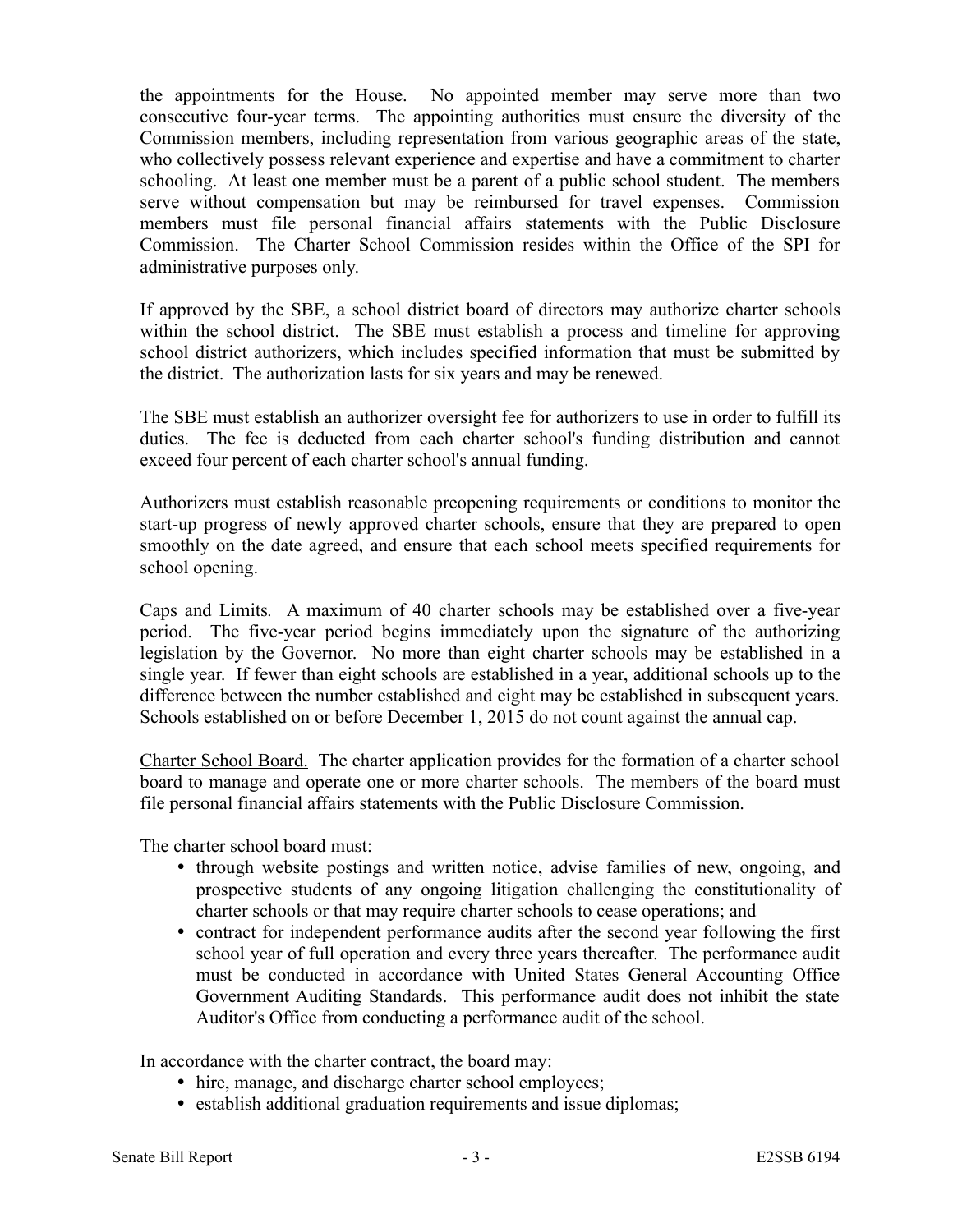the appointments for the House. No appointed member may serve more than two consecutive four-year terms. The appointing authorities must ensure the diversity of the Commission members, including representation from various geographic areas of the state, who collectively possess relevant experience and expertise and have a commitment to charter schooling. At least one member must be a parent of a public school student. The members serve without compensation but may be reimbursed for travel expenses. Commission members must file personal financial affairs statements with the Public Disclosure Commission. The Charter School Commission resides within the Office of the SPI for administrative purposes only.

If approved by the SBE, a school district board of directors may authorize charter schools within the school district. The SBE must establish a process and timeline for approving school district authorizers, which includes specified information that must be submitted by the district. The authorization lasts for six years and may be renewed.

The SBE must establish an authorizer oversight fee for authorizers to use in order to fulfill its duties. The fee is deducted from each charter school's funding distribution and cannot exceed four percent of each charter school's annual funding.

Authorizers must establish reasonable preopening requirements or conditions to monitor the start-up progress of newly approved charter schools, ensure that they are prepared to open smoothly on the date agreed, and ensure that each school meets specified requirements for school opening.

Caps and Limits. A maximum of 40 charter schools may be established over a five-year period. The five-year period begins immediately upon the signature of the authorizing legislation by the Governor. No more than eight charter schools may be established in a single year. If fewer than eight schools are established in a year, additional schools up to the difference between the number established and eight may be established in subsequent years. Schools established on or before December 1, 2015 do not count against the annual cap.

Charter School Board. The charter application provides for the formation of a charter school board to manage and operate one or more charter schools. The members of the board must file personal financial affairs statements with the Public Disclosure Commission.

The charter school board must:

- through website postings and written notice, advise families of new, ongoing, and prospective students of any ongoing litigation challenging the constitutionality of charter schools or that may require charter schools to cease operations; and
- contract for independent performance audits after the second year following the first school year of full operation and every three years thereafter. The performance audit must be conducted in accordance with United States General Accounting Office Government Auditing Standards. This performance audit does not inhibit the state Auditor's Office from conducting a performance audit of the school.

In accordance with the charter contract, the board may:

- hire, manage, and discharge charter school employees;
- establish additional graduation requirements and issue diplomas;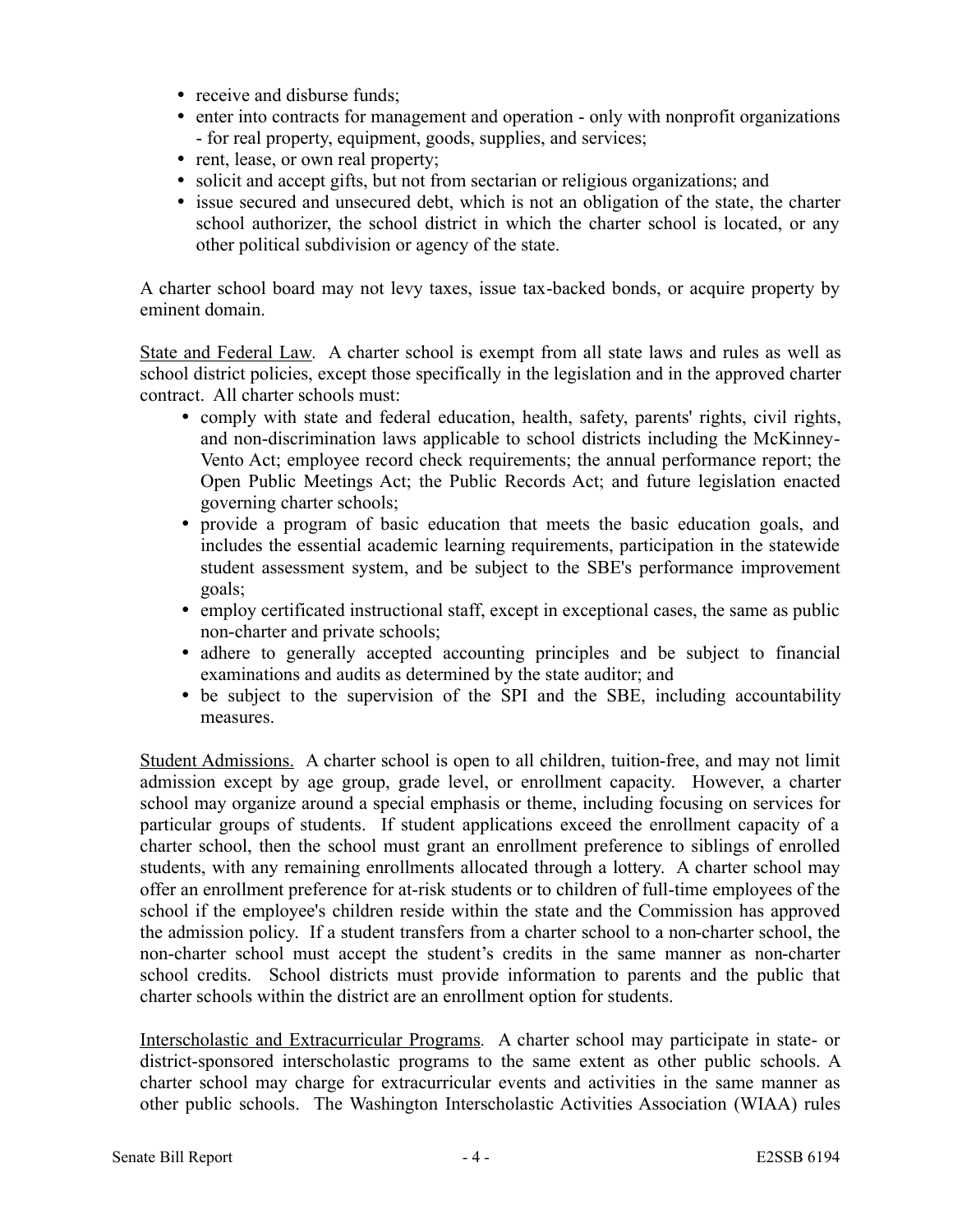- receive and disburse funds;
- enter into contracts for management and operation - only with nonprofit organizations - for real property, equipment, goods, supplies, and services;
- rent, lease, or own real property;
- solicit and accept gifts, but not from sectarian or religious organizations; and
- issue secured and unsecured debt, which is not an obligation of the state, the charter school authorizer, the school district in which the charter school is located, or any other political subdivision or agency of the state.

A charter school board may not levy taxes, issue tax-backed bonds, or acquire property by eminent domain.

State and Federal Law. A charter school is exempt from all state laws and rules as well as school district policies, except those specifically in the legislation and in the approved charter contract. All charter schools must:

- comply with state and federal education, health, safety, parents' rights, civil rights, and non-discrimination laws applicable to school districts including the McKinney-Vento Act; employee record check requirements; the annual performance report; the Open Public Meetings Act; the Public Records Act; and future legislation enacted governing charter schools;
- provide a program of basic education that meets the basic education goals, and includes the essential academic learning requirements, participation in the statewide student assessment system, and be subject to the SBE's performance improvement goals;
- employ certificated instructional staff, except in exceptional cases, the same as public non-charter and private schools;
- adhere to generally accepted accounting principles and be subject to financial examinations and audits as determined by the state auditor; and
- be subject to the supervision of the SPI and the SBE, including accountability measures.

Student Admissions. A charter school is open to all children, tuition-free, and may not limit admission except by age group, grade level, or enrollment capacity. However, a charter school may organize around a special emphasis or theme, including focusing on services for particular groups of students. If student applications exceed the enrollment capacity of a charter school, then the school must grant an enrollment preference to siblings of enrolled students, with any remaining enrollments allocated through a lottery. A charter school may offer an enrollment preference for at-risk students or to children of full-time employees of the school if the employee's children reside within the state and the Commission has approved the admission policy. If a student transfers from a charter school to a non-charter school, the non-charter school must accept the student's credits in the same manner as non-charter school credits. School districts must provide information to parents and the public that charter schools within the district are an enrollment option for students.

Interscholastic and Extracurricular Programs. A charter school may participate in state- or district-sponsored interscholastic programs to the same extent as other public schools. A charter school may charge for extracurricular events and activities in the same manner as other public schools. The Washington Interscholastic Activities Association (WIAA) rules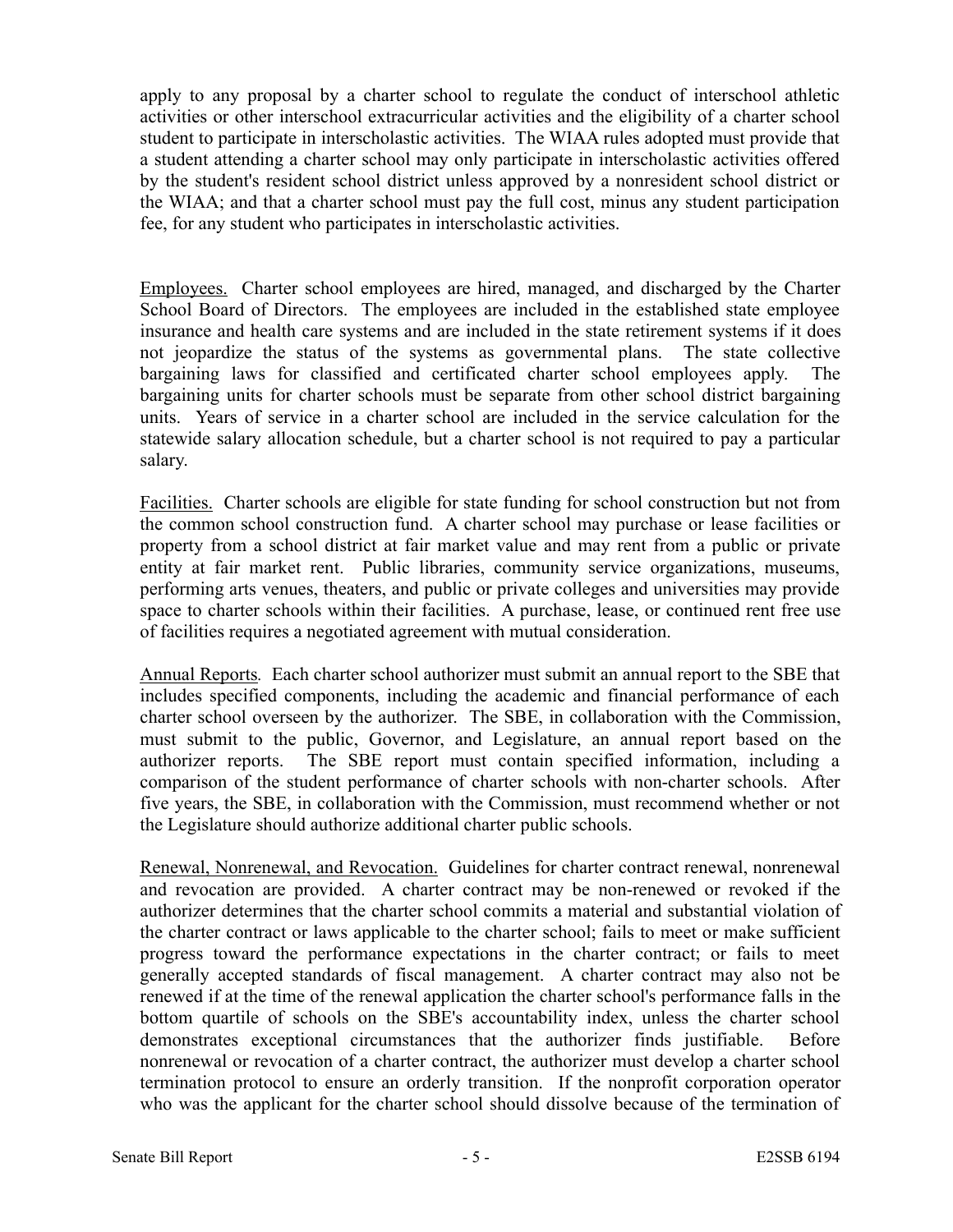apply to any proposal by a charter school to regulate the conduct of interschool athletic activities or other interschool extracurricular activities and the eligibility of a charter school student to participate in interscholastic activities. The WIAA rules adopted must provide that a student attending a charter school may only participate in interscholastic activities offered by the student's resident school district unless approved by a nonresident school district or the WIAA; and that a charter school must pay the full cost, minus any student participation fee, for any student who participates in interscholastic activities.

Employees. Charter school employees are hired, managed, and discharged by the Charter School Board of Directors. The employees are included in the established state employee insurance and health care systems and are included in the state retirement systems if it does not jeopardize the status of the systems as governmental plans. The state collective bargaining laws for classified and certificated charter school employees apply. The bargaining units for charter schools must be separate from other school district bargaining units. Years of service in a charter school are included in the service calculation for the statewide salary allocation schedule, but a charter school is not required to pay a particular salary.

Facilities. Charter schools are eligible for state funding for school construction but not from the common school construction fund. A charter school may purchase or lease facilities or property from a school district at fair market value and may rent from a public or private entity at fair market rent. Public libraries, community service organizations, museums, performing arts venues, theaters, and public or private colleges and universities may provide space to charter schools within their facilities. A purchase, lease, or continued rent free use of facilities requires a negotiated agreement with mutual consideration.

Annual Reports. Each charter school authorizer must submit an annual report to the SBE that includes specified components, including the academic and financial performance of each charter school overseen by the authorizer. The SBE, in collaboration with the Commission, must submit to the public, Governor, and Legislature, an annual report based on the authorizer reports. The SBE report must contain specified information, including a comparison of the student performance of charter schools with non-charter schools. After five years, the SBE, in collaboration with the Commission, must recommend whether or not the Legislature should authorize additional charter public schools.

Renewal, Nonrenewal, and Revocation. Guidelines for charter contract renewal, nonrenewal and revocation are provided. A charter contract may be non-renewed or revoked if the authorizer determines that the charter school commits a material and substantial violation of the charter contract or laws applicable to the charter school; fails to meet or make sufficient progress toward the performance expectations in the charter contract; or fails to meet generally accepted standards of fiscal management. A charter contract may also not be renewed if at the time of the renewal application the charter school's performance falls in the bottom quartile of schools on the SBE's accountability index, unless the charter school demonstrates exceptional circumstances that the authorizer finds justifiable. Before nonrenewal or revocation of a charter contract, the authorizer must develop a charter school termination protocol to ensure an orderly transition. If the nonprofit corporation operator who was the applicant for the charter school should dissolve because of the termination of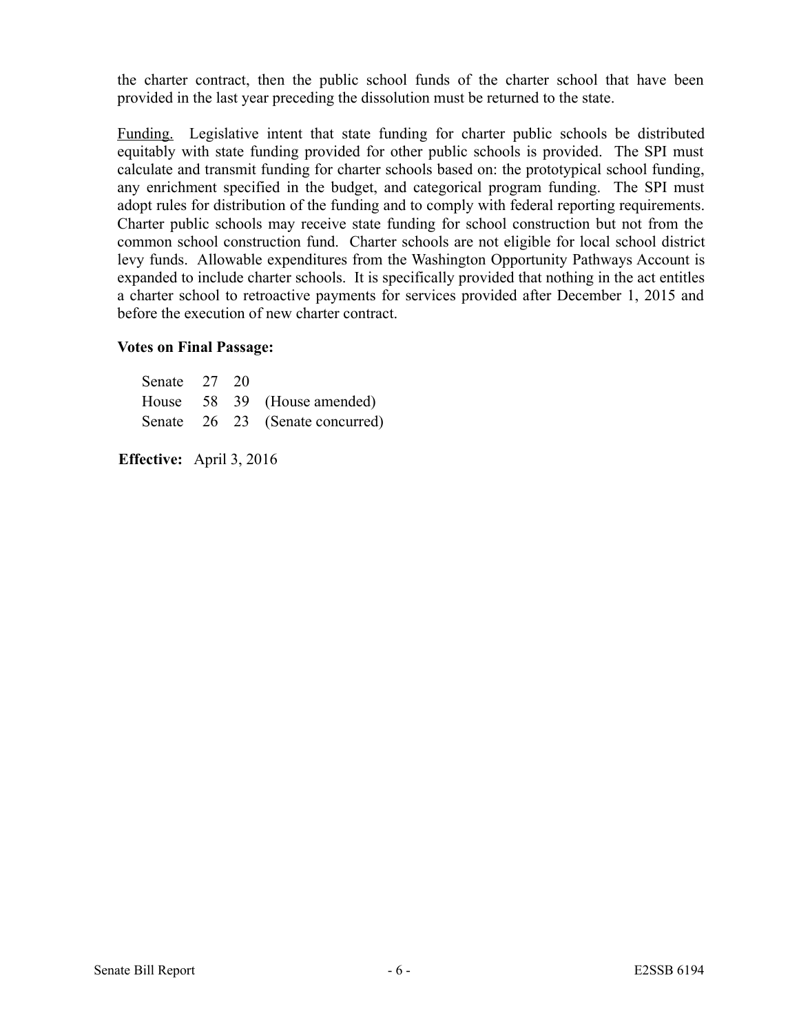the charter contract, then the public school funds of the charter school that have been provided in the last year preceding the dissolution must be returned to the state.

Funding. Legislative intent that state funding for charter public schools be distributed equitably with state funding provided for other public schools is provided. The SPI must calculate and transmit funding for charter schools based on: the prototypical school funding, any enrichment specified in the budget, and categorical program funding. The SPI must adopt rules for distribution of the funding and to comply with federal reporting requirements. Charter public schools may receive state funding for school construction but not from the common school construction fund. Charter schools are not eligible for local school district levy funds. Allowable expenditures from the Washington Opportunity Pathways Account is expanded to include charter schools. It is specifically provided that nothing in the act entitles a charter school to retroactive payments for services provided after December 1, 2015 and before the execution of new charter contract.

**Votes on Final Passage:**

| | | | |
|---|---|---|---|
| Senate | 27 | 20 | |
| House | 58 | 39 | (House amended) |
| Senate | 26 | 23 | (Senate concurred) |

**Effective:** April 3, 2016